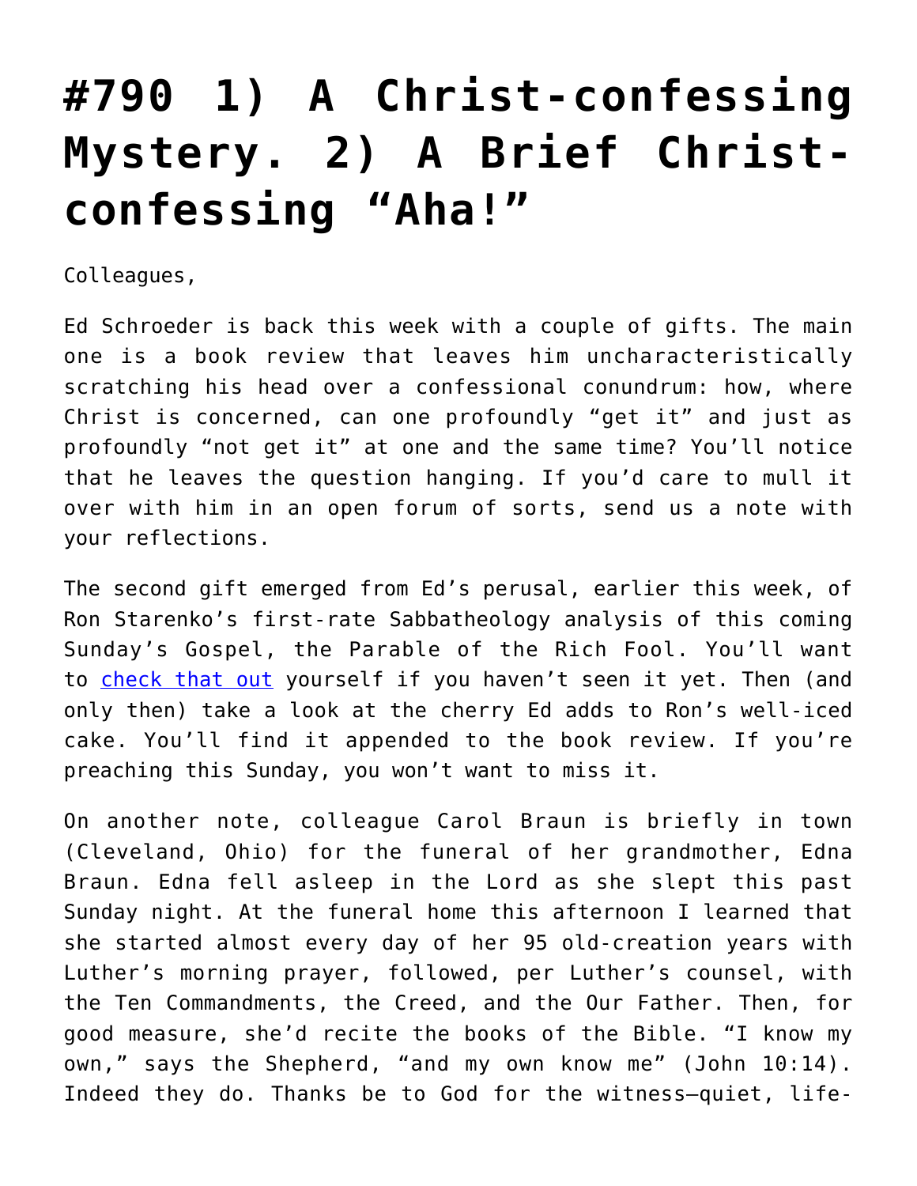# #790 1) A Christ-confessing Mystery. 2) A Brief Christ-confessing "Aha!"

Colleagues,

Ed Schroeder is back this week with a couple of gifts. The main one is a book review that leaves him uncharacteristically scratching his head over a confessional conundrum: how, where Christ is concerned, can one profoundly "get it" and just as profoundly "not get it" at one and the same time? You'll notice that he leaves the question hanging. If you'd care to mull it over with him in an open forum of sorts, send us a note with your reflections.

The second gift emerged from Ed's perusal, earlier this week, of Ron Starenko's first-rate Sabbatheology analysis of this coming Sunday's Gospel, the Parable of the Rich Fool. You'll want to check that out yourself if you haven't seen it yet. Then (and only then) take a look at the cherry Ed adds to Ron's well-iced cake. You'll find it appended to the book review. If you're preaching this Sunday, you won't want to miss it.

On another note, colleague Carol Braun is briefly in town (Cleveland, Ohio) for the funeral of her grandmother, Edna Braun. Edna fell asleep in the Lord as she slept this past Sunday night. At the funeral home this afternoon I learned that she started almost every day of her 95 old-creation years with Luther's morning prayer, followed, per Luther's counsel, with the Ten Commandments, the Creed, and the Our Father. Then, for good measure, she'd recite the books of the Bible. "I know my own," says the Shepherd, "and my own know me" (John 10:14). Indeed they do. Thanks be to God for the witness—quiet, life-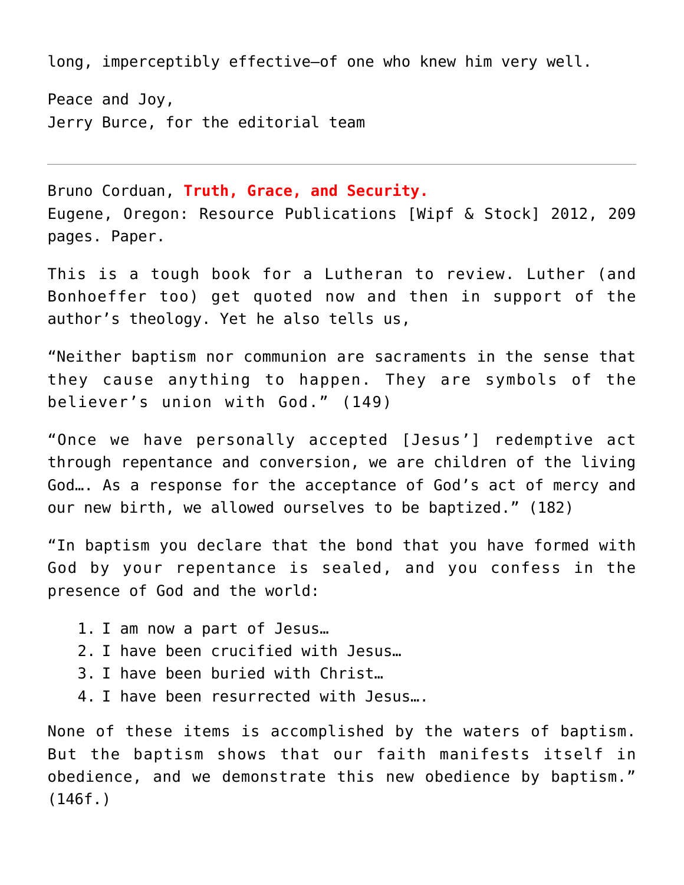long, imperceptibly effective—of one who knew him very well.

Peace and Joy,
Jerry Burce, for the editorial team

---

Bruno Corduan, **Truth, Grace, and Security.**
Eugene, Oregon: Resource Publications [Wipf & Stock] 2012, 209 pages. Paper.

This is a tough book for a Lutheran to review. Luther (and Bonhoeffer too) get quoted now and then in support of the author's theology. Yet he also tells us,

"Neither baptism nor communion are sacraments in the sense that they cause anything to happen. They are symbols of the believer's union with God." (149)

"Once we have personally accepted [Jesus'] redemptive act through repentance and conversion, we are children of the living God…. As a response for the acceptance of God's act of mercy and our new birth, we allowed ourselves to be baptized." (182)

"In baptism you declare that the bond that you have formed with God by your repentance is sealed, and you confess in the presence of God and the world:

1. I am now a part of Jesus…
2. I have been crucified with Jesus…
3. I have been buried with Christ…
4. I have been resurrected with Jesus….

None of these items is accomplished by the waters of baptism. But the baptism shows that our faith manifests itself in obedience, and we demonstrate this new obedience by baptism." (146f.)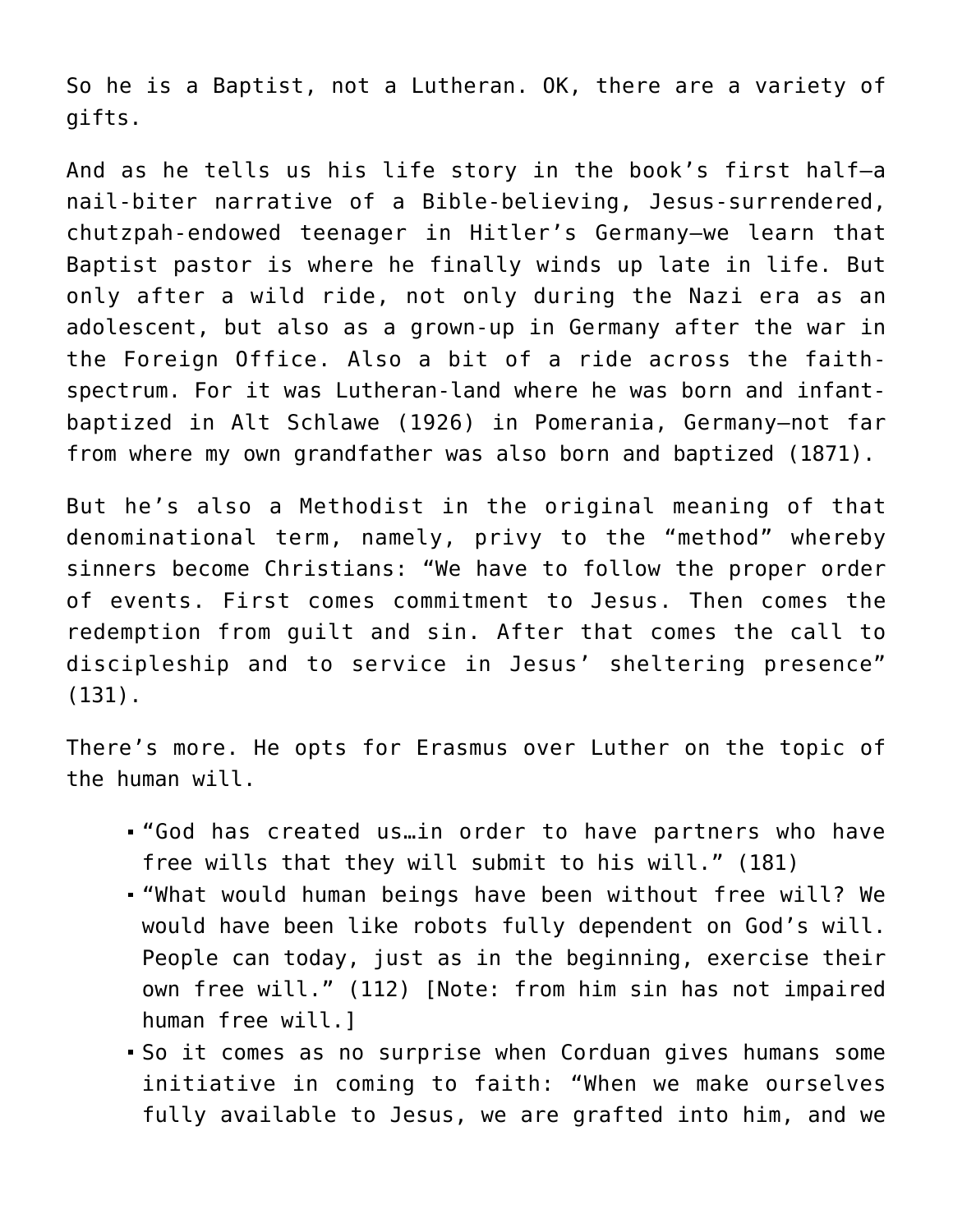So he is a Baptist, not a Lutheran. OK, there are a variety of gifts.

And as he tells us his life story in the book's first half—a nail-biter narrative of a Bible-believing, Jesus-surrendered, chutzpah-endowed teenager in Hitler's Germany—we learn that Baptist pastor is where he finally winds up late in life. But only after a wild ride, not only during the Nazi era as an adolescent, but also as a grown-up in Germany after the war in the Foreign Office. Also a bit of a ride across the faith-spectrum. For it was Lutheran-land where he was born and infant-baptized in Alt Schlawe (1926) in Pomerania, Germany—not far from where my own grandfather was also born and baptized (1871).

But he's also a Methodist in the original meaning of that denominational term, namely, privy to the "method" whereby sinners become Christians: "We have to follow the proper order of events. First comes commitment to Jesus. Then comes the redemption from guilt and sin. After that comes the call to discipleship and to service in Jesus' sheltering presence" (131).

There's more. He opts for Erasmus over Luther on the topic of the human will.

- "God has created us…in order to have partners who have free wills that they will submit to his will." (181)
- "What would human beings have been without free will? We would have been like robots fully dependent on God's will. People can today, just as in the beginning, exercise their own free will." (112) [Note: from him sin has not impaired human free will.]
- So it comes as no surprise when Corduan gives humans some initiative in coming to faith: "When we make ourselves fully available to Jesus, we are grafted into him, and we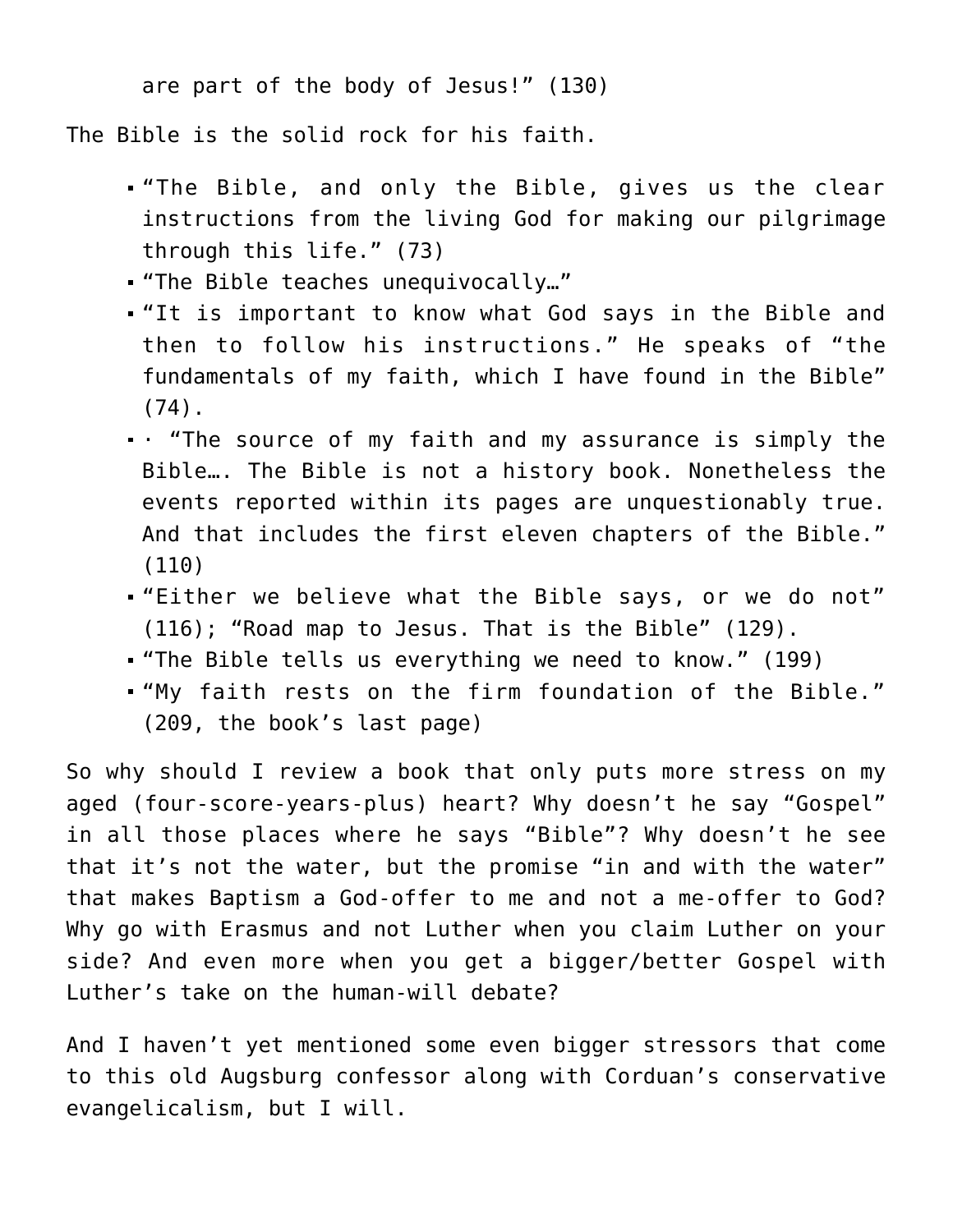are part of the body of Jesus!" (130)

The Bible is the solid rock for his faith.

- "The Bible, and only the Bible, gives us the clear instructions from the living God for making our pilgrimage through this life." (73)
- "The Bible teaches unequivocally…"
- "It is important to know what God says in the Bible and then to follow his instructions." He speaks of "the fundamentals of my faith, which I have found in the Bible" (74).
- · "The source of my faith and my assurance is simply the Bible…. The Bible is not a history book. Nonetheless the events reported within its pages are unquestionably true. And that includes the first eleven chapters of the Bible." (110)
- "Either we believe what the Bible says, or we do not" (116); "Road map to Jesus. That is the Bible" (129).
- "The Bible tells us everything we need to know." (199)
- "My faith rests on the firm foundation of the Bible." (209, the book's last page)

So why should I review a book that only puts more stress on my aged (four-score-years-plus) heart? Why doesn't he say "Gospel" in all those places where he says "Bible"? Why doesn't he see that it's not the water, but the promise "in and with the water" that makes Baptism a God-offer to me and not a me-offer to God? Why go with Erasmus and not Luther when you claim Luther on your side? And even more when you get a bigger/better Gospel with Luther's take on the human-will debate?

And I haven't yet mentioned some even bigger stressors that come to this old Augsburg confessor along with Corduan's conservative evangelicalism, but I will.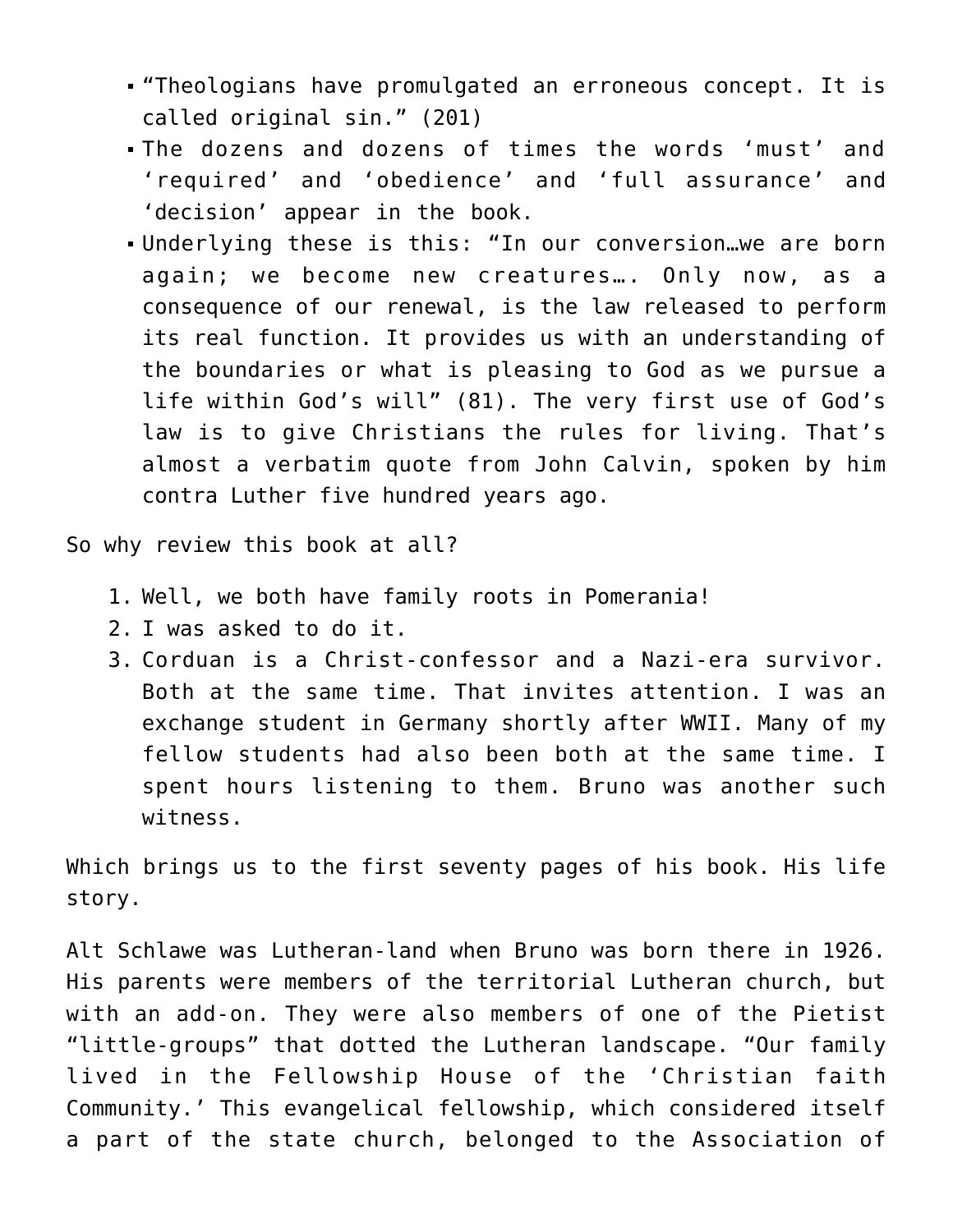- "Theologians have promulgated an erroneous concept. It is called original sin." (201)
- The dozens and dozens of times the words 'must' and 'required' and 'obedience' and 'full assurance' and 'decision' appear in the book.
- Underlying these is this: "In our conversion…we are born again; we become new creatures…. Only now, as a consequence of our renewal, is the law released to perform its real function. It provides us with an understanding of the boundaries or what is pleasing to God as we pursue a life within God's will" (81). The very first use of God's law is to give Christians the rules for living. That's almost a verbatim quote from John Calvin, spoken by him contra Luther five hundred years ago.

So why review this book at all?

1. Well, we both have family roots in Pomerania!
2. I was asked to do it.
3. Corduan is a Christ-confessor and a Nazi-era survivor. Both at the same time. That invites attention. I was an exchange student in Germany shortly after WWII. Many of my fellow students had also been both at the same time. I spent hours listening to them. Bruno was another such witness.

Which brings us to the first seventy pages of his book. His life story.

Alt Schlawe was Lutheran-land when Bruno was born there in 1926. His parents were members of the territorial Lutheran church, but with an add-on. They were also members of one of the Pietist "little-groups" that dotted the Lutheran landscape. "Our family lived in the Fellowship House of the 'Christian faith Community.' This evangelical fellowship, which considered itself a part of the state church, belonged to the Association of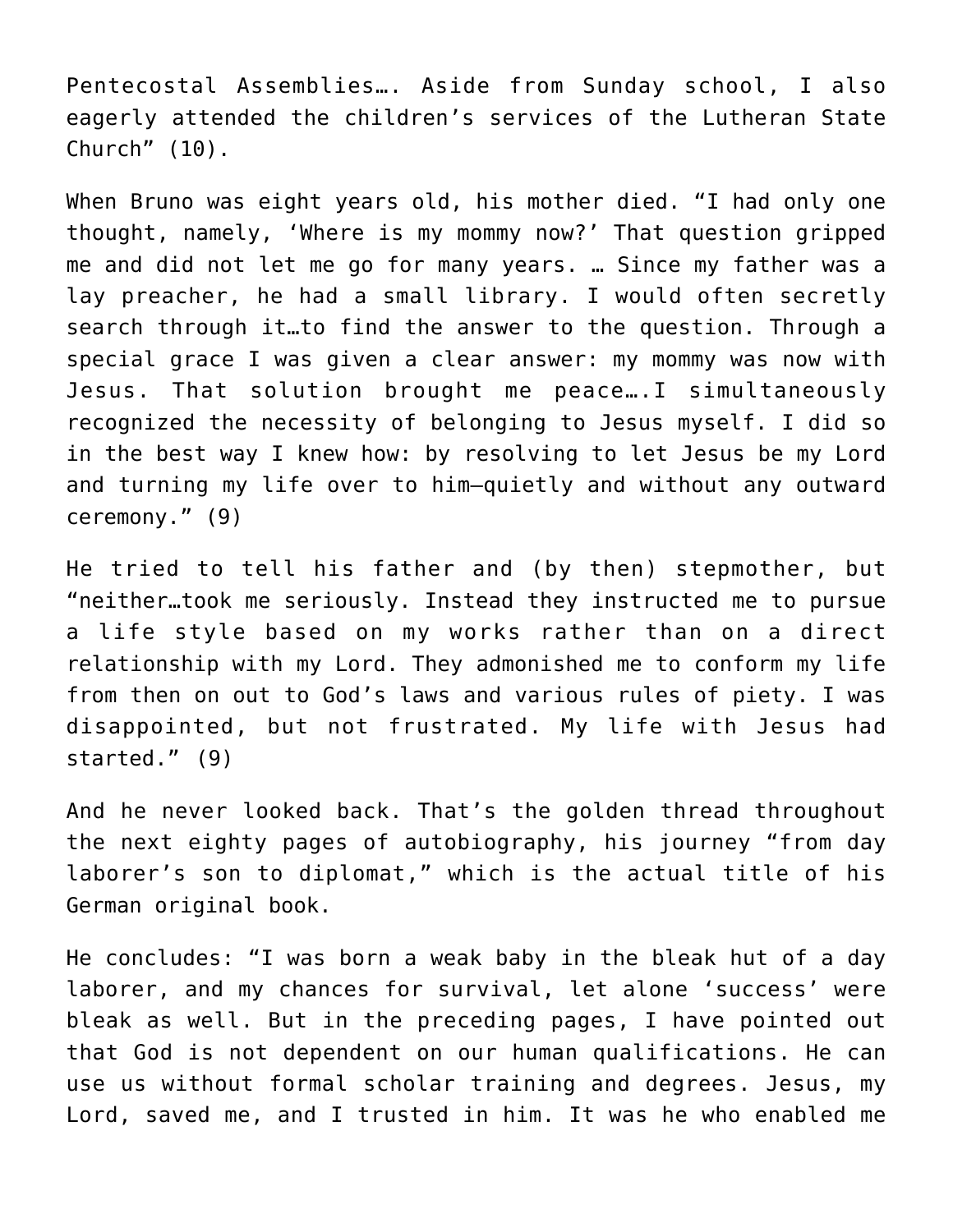Pentecostal Assemblies…. Aside from Sunday school, I also eagerly attended the children's services of the Lutheran State Church" (10).

When Bruno was eight years old, his mother died. "I had only one thought, namely, 'Where is my mommy now?' That question gripped me and did not let me go for many years. … Since my father was a lay preacher, he had a small library. I would often secretly search through it…to find the answer to the question. Through a special grace I was given a clear answer: my mommy was now with Jesus. That solution brought me peace….I simultaneously recognized the necessity of belonging to Jesus myself. I did so in the best way I knew how: by resolving to let Jesus be my Lord and turning my life over to him—quietly and without any outward ceremony." (9)

He tried to tell his father and (by then) stepmother, but "neither…took me seriously. Instead they instructed me to pursue a life style based on my works rather than on a direct relationship with my Lord. They admonished me to conform my life from then on out to God's laws and various rules of piety. I was disappointed, but not frustrated. My life with Jesus had started." (9)

And he never looked back. That's the golden thread throughout the next eighty pages of autobiography, his journey "from day laborer's son to diplomat," which is the actual title of his German original book.

He concludes: "I was born a weak baby in the bleak hut of a day laborer, and my chances for survival, let alone 'success' were bleak as well. But in the preceding pages, I have pointed out that God is not dependent on our human qualifications. He can use us without formal scholar training and degrees. Jesus, my Lord, saved me, and I trusted in him. It was he who enabled me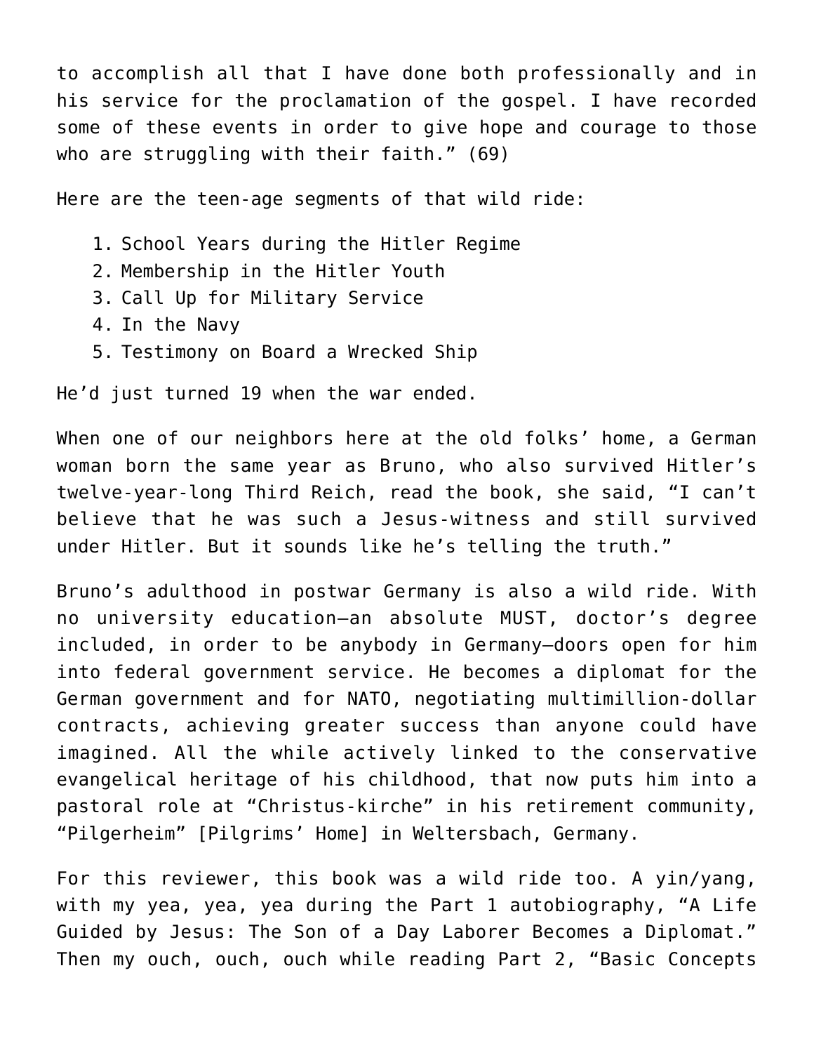to accomplish all that I have done both professionally and in his service for the proclamation of the gospel. I have recorded some of these events in order to give hope and courage to those who are struggling with their faith." (69)

Here are the teen-age segments of that wild ride:

1. School Years during the Hitler Regime
2. Membership in the Hitler Youth
3. Call Up for Military Service
4. In the Navy
5. Testimony on Board a Wrecked Ship

He'd just turned 19 when the war ended.

When one of our neighbors here at the old folks' home, a German woman born the same year as Bruno, who also survived Hitler's twelve-year-long Third Reich, read the book, she said, "I can't believe that he was such a Jesus-witness and still survived under Hitler. But it sounds like he's telling the truth."

Bruno's adulthood in postwar Germany is also a wild ride. With no university education—an absolute MUST, doctor's degree included, in order to be anybody in Germany—doors open for him into federal government service. He becomes a diplomat for the German government and for NATO, negotiating multimillion-dollar contracts, achieving greater success than anyone could have imagined. All the while actively linked to the conservative evangelical heritage of his childhood, that now puts him into a pastoral role at "Christus-kirche" in his retirement community, "Pilgerheim" [Pilgrims' Home] in Weltersbach, Germany.

For this reviewer, this book was a wild ride too. A yin/yang, with my yea, yea, yea during the Part 1 autobiography, "A Life Guided by Jesus: The Son of a Day Laborer Becomes a Diplomat." Then my ouch, ouch, ouch while reading Part 2, "Basic Concepts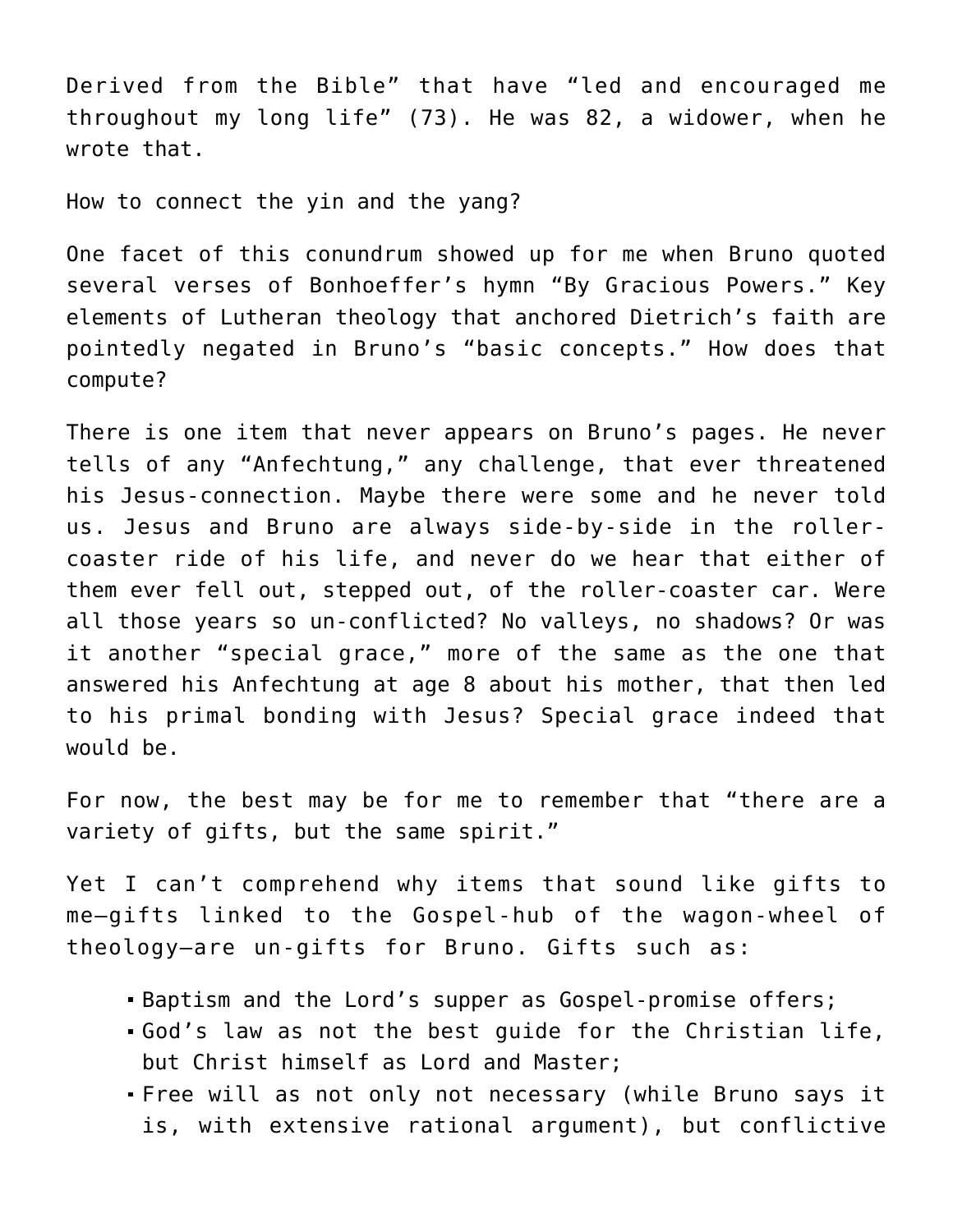Derived from the Bible" that have "led and encouraged me throughout my long life" (73). He was 82, a widower, when he wrote that.

How to connect the yin and the yang?

One facet of this conundrum showed up for me when Bruno quoted several verses of Bonhoeffer's hymn "By Gracious Powers." Key elements of Lutheran theology that anchored Dietrich's faith are pointedly negated in Bruno's "basic concepts." How does that compute?

There is one item that never appears on Bruno's pages. He never tells of any "Anfechtung," any challenge, that ever threatened his Jesus-connection. Maybe there were some and he never told us. Jesus and Bruno are always side-by-side in the roller-coaster ride of his life, and never do we hear that either of them ever fell out, stepped out, of the roller-coaster car. Were all those years so un-conflicted? No valleys, no shadows? Or was it another "special grace," more of the same as the one that answered his Anfechtung at age 8 about his mother, that then led to his primal bonding with Jesus? Special grace indeed that would be.

For now, the best may be for me to remember that "there are a variety of gifts, but the same spirit."

Yet I can't comprehend why items that sound like gifts to me—gifts linked to the Gospel-hub of the wagon-wheel of theology—are un-gifts for Bruno. Gifts such as:

- Baptism and the Lord's supper as Gospel-promise offers;
- God's law as not the best guide for the Christian life, but Christ himself as Lord and Master;
- Free will as not only not necessary (while Bruno says it is, with extensive rational argument), but conflictive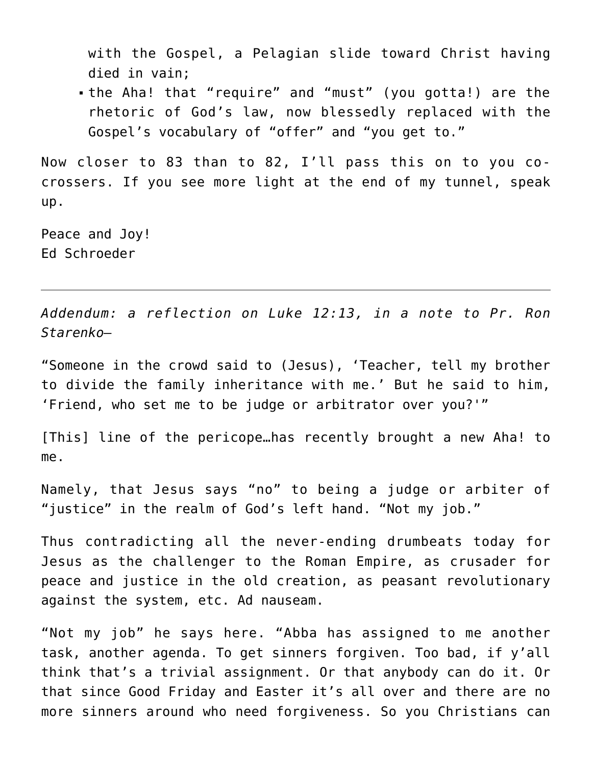with the Gospel, a Pelagian slide toward Christ having died in vain;

- the Aha! that "require" and "must" (you gotta!) are the rhetoric of God's law, now blessedly replaced with the Gospel's vocabulary of "offer" and "you get to."

Now closer to 83 than to 82, I'll pass this on to you co-crossers. If you see more light at the end of my tunnel, speak up.

Peace and Joy!
Ed Schroeder

---

*Addendum: a reflection on Luke 12:13, in a note to Pr. Ron Starenko—*

"Someone in the crowd said to (Jesus), 'Teacher, tell my brother to divide the family inheritance with me.' But he said to him, 'Friend, who set me to be judge or arbitrator over you?'"

[This] line of the pericope…has recently brought a new Aha! to me.

Namely, that Jesus says "no" to being a judge or arbiter of "justice" in the realm of God's left hand. "Not my job."

Thus contradicting all the never-ending drumbeats today for Jesus as the challenger to the Roman Empire, as crusader for peace and justice in the old creation, as peasant revolutionary against the system, etc. Ad nauseam.

"Not my job" he says here. "Abba has assigned to me another task, another agenda. To get sinners forgiven. Too bad, if y'all think that's a trivial assignment. Or that anybody can do it. Or that since Good Friday and Easter it's all over and there are no more sinners around who need forgiveness. So you Christians can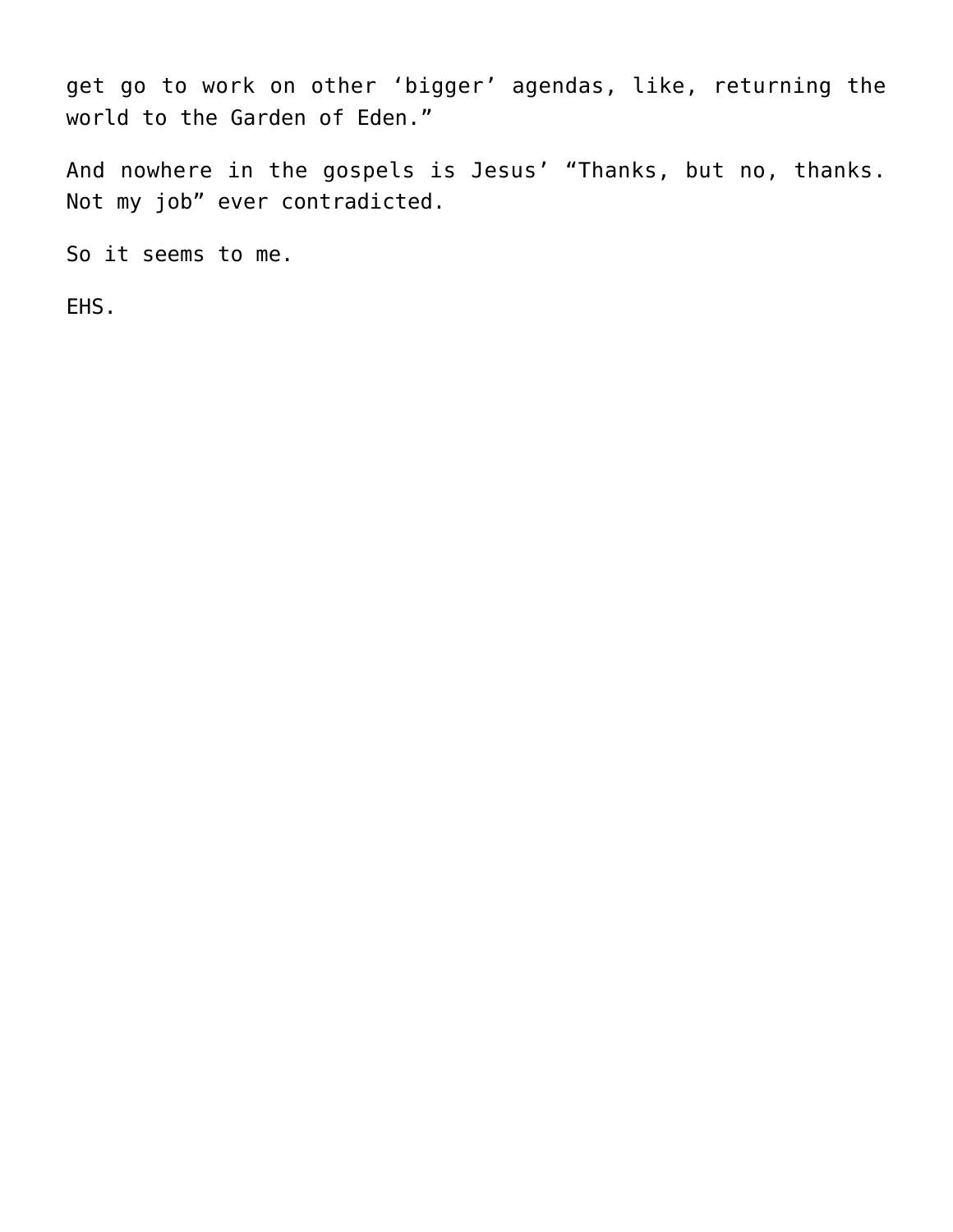get go to work on other ‘bigger’ agendas, like, returning the world to the Garden of Eden.”

And nowhere in the gospels is Jesus’ “Thanks, but no, thanks. Not my job” ever contradicted.

So it seems to me.

EHS.